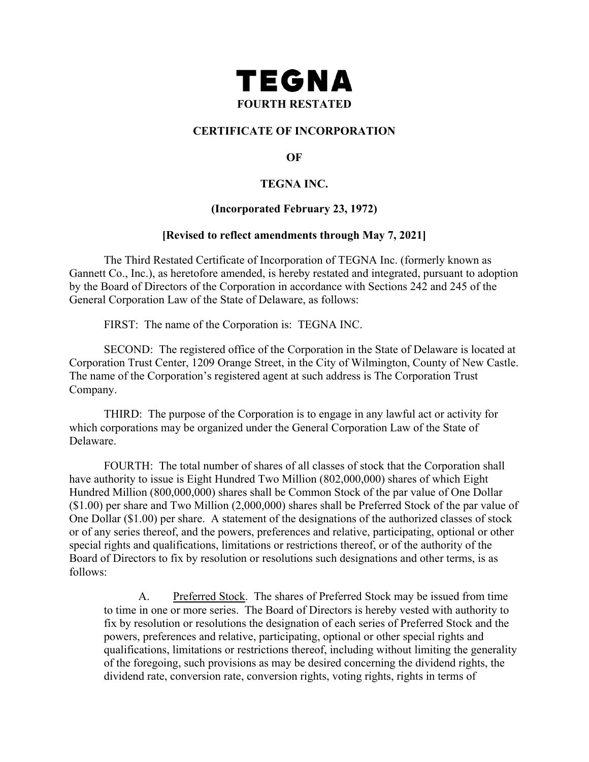# TEGNA

## FOURTH RESTATED

## CERTIFICATE OF INCORPORATION

## OF

## TEGNA INC.

**(Incorporated February 23, 1972)**

**[Revised to reflect amendments through May 7, 2021]**

The Third Restated Certificate of Incorporation of TEGNA Inc. (formerly known as Gannett Co., Inc.), as heretofore amended, is hereby restated and integrated, pursuant to adoption by the Board of Directors of the Corporation in accordance with Sections 242 and 245 of the General Corporation Law of the State of Delaware, as follows:

FIRST: The name of the Corporation is: TEGNA INC.

SECOND: The registered office of the Corporation in the State of Delaware is located at Corporation Trust Center, 1209 Orange Street, in the City of Wilmington, County of New Castle. The name of the Corporation's registered agent at such address is The Corporation Trust Company.

THIRD: The purpose of the Corporation is to engage in any lawful act or activity for which corporations may be organized under the General Corporation Law of the State of Delaware.

FOURTH: The total number of shares of all classes of stock that the Corporation shall have authority to issue is Eight Hundred Two Million (802,000,000) shares of which Eight Hundred Million (800,000,000) shares shall be Common Stock of the par value of One Dollar ($1.00) per share and Two Million (2,000,000) shares shall be Preferred Stock of the par value of One Dollar ($1.00) per share. A statement of the designations of the authorized classes of stock or of any series thereof, and the powers, preferences and relative, participating, optional or other special rights and qualifications, limitations or restrictions thereof, or of the authority of the Board of Directors to fix by resolution or resolutions such designations and other terms, is as follows:

A. Preferred Stock. The shares of Preferred Stock may be issued from time to time in one or more series. The Board of Directors is hereby vested with authority to fix by resolution or resolutions the designation of each series of Preferred Stock and the powers, preferences and relative, participating, optional or other special rights and qualifications, limitations or restrictions thereof, including without limiting the generality of the foregoing, such provisions as may be desired concerning the dividend rights, the dividend rate, conversion rate, conversion rights, voting rights, rights in terms of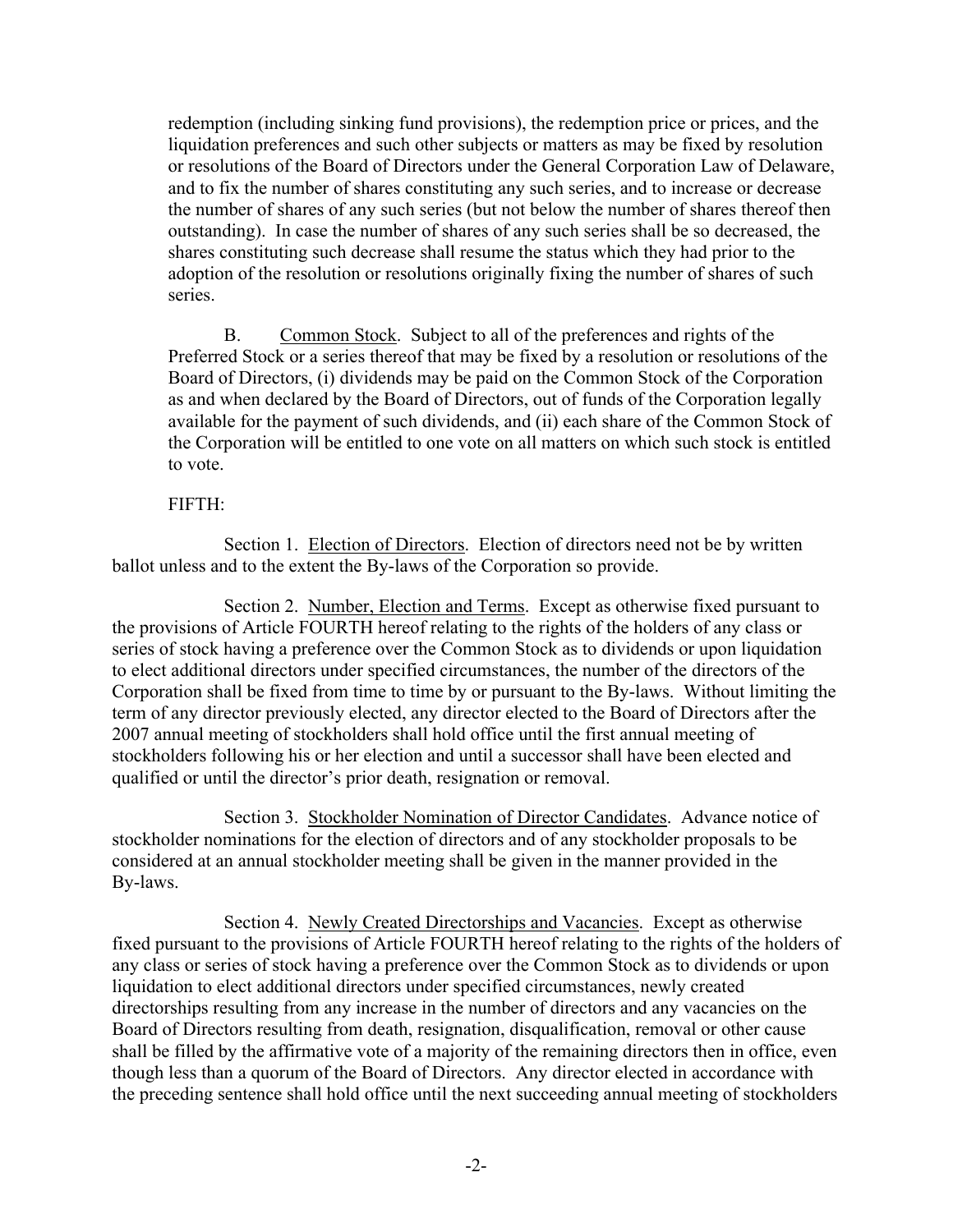redemption (including sinking fund provisions), the redemption price or prices, and the liquidation preferences and such other subjects or matters as may be fixed by resolution or resolutions of the Board of Directors under the General Corporation Law of Delaware, and to fix the number of shares constituting any such series, and to increase or decrease the number of shares of any such series (but not below the number of shares thereof then outstanding). In case the number of shares of any such series shall be so decreased, the shares constituting such decrease shall resume the status which they had prior to the adoption of the resolution or resolutions originally fixing the number of shares of such series.

B. Common Stock. Subject to all of the preferences and rights of the Preferred Stock or a series thereof that may be fixed by a resolution or resolutions of the Board of Directors, (i) dividends may be paid on the Common Stock of the Corporation as and when declared by the Board of Directors, out of funds of the Corporation legally available for the payment of such dividends, and (ii) each share of the Common Stock of the Corporation will be entitled to one vote on all matters on which such stock is entitled to vote.

FIFTH:

Section 1. Election of Directors. Election of directors need not be by written ballot unless and to the extent the By-laws of the Corporation so provide.

Section 2. Number, Election and Terms. Except as otherwise fixed pursuant to the provisions of Article FOURTH hereof relating to the rights of the holders of any class or series of stock having a preference over the Common Stock as to dividends or upon liquidation to elect additional directors under specified circumstances, the number of the directors of the Corporation shall be fixed from time to time by or pursuant to the By-laws. Without limiting the term of any director previously elected, any director elected to the Board of Directors after the 2007 annual meeting of stockholders shall hold office until the first annual meeting of stockholders following his or her election and until a successor shall have been elected and qualified or until the director's prior death, resignation or removal.

Section 3. Stockholder Nomination of Director Candidates. Advance notice of stockholder nominations for the election of directors and of any stockholder proposals to be considered at an annual stockholder meeting shall be given in the manner provided in the By-laws.

Section 4. Newly Created Directorships and Vacancies. Except as otherwise fixed pursuant to the provisions of Article FOURTH hereof relating to the rights of the holders of any class or series of stock having a preference over the Common Stock as to dividends or upon liquidation to elect additional directors under specified circumstances, newly created directorships resulting from any increase in the number of directors and any vacancies on the Board of Directors resulting from death, resignation, disqualification, removal or other cause shall be filled by the affirmative vote of a majority of the remaining directors then in office, even though less than a quorum of the Board of Directors. Any director elected in accordance with the preceding sentence shall hold office until the next succeeding annual meeting of stockholders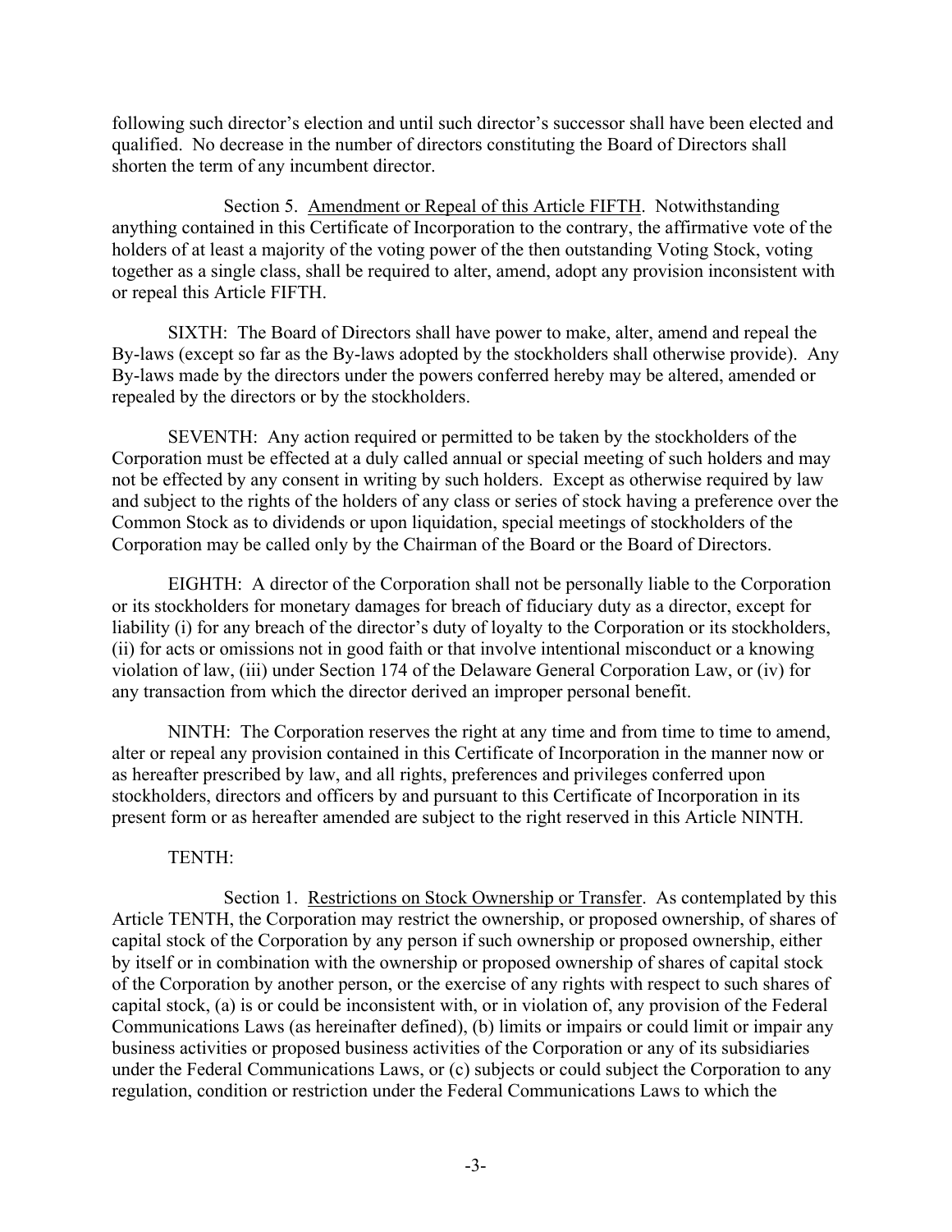following such director's election and until such director's successor shall have been elected and qualified. No decrease in the number of directors constituting the Board of Directors shall shorten the term of any incumbent director.

Section 5. Amendment or Repeal of this Article FIFTH. Notwithstanding anything contained in this Certificate of Incorporation to the contrary, the affirmative vote of the holders of at least a majority of the voting power of the then outstanding Voting Stock, voting together as a single class, shall be required to alter, amend, adopt any provision inconsistent with or repeal this Article FIFTH.

SIXTH: The Board of Directors shall have power to make, alter, amend and repeal the By-laws (except so far as the By-laws adopted by the stockholders shall otherwise provide). Any By-laws made by the directors under the powers conferred hereby may be altered, amended or repealed by the directors or by the stockholders.

SEVENTH: Any action required or permitted to be taken by the stockholders of the Corporation must be effected at a duly called annual or special meeting of such holders and may not be effected by any consent in writing by such holders. Except as otherwise required by law and subject to the rights of the holders of any class or series of stock having a preference over the Common Stock as to dividends or upon liquidation, special meetings of stockholders of the Corporation may be called only by the Chairman of the Board or the Board of Directors.

EIGHTH: A director of the Corporation shall not be personally liable to the Corporation or its stockholders for monetary damages for breach of fiduciary duty as a director, except for liability (i) for any breach of the director's duty of loyalty to the Corporation or its stockholders, (ii) for acts or omissions not in good faith or that involve intentional misconduct or a knowing violation of law, (iii) under Section 174 of the Delaware General Corporation Law, or (iv) for any transaction from which the director derived an improper personal benefit.

NINTH: The Corporation reserves the right at any time and from time to time to amend, alter or repeal any provision contained in this Certificate of Incorporation in the manner now or as hereafter prescribed by law, and all rights, preferences and privileges conferred upon stockholders, directors and officers by and pursuant to this Certificate of Incorporation in its present form or as hereafter amended are subject to the right reserved in this Article NINTH.

TENTH:

Section 1. Restrictions on Stock Ownership or Transfer. As contemplated by this Article TENTH, the Corporation may restrict the ownership, or proposed ownership, of shares of capital stock of the Corporation by any person if such ownership or proposed ownership, either by itself or in combination with the ownership or proposed ownership of shares of capital stock of the Corporation by another person, or the exercise of any rights with respect to such shares of capital stock, (a) is or could be inconsistent with, or in violation of, any provision of the Federal Communications Laws (as hereinafter defined), (b) limits or impairs or could limit or impair any business activities or proposed business activities of the Corporation or any of its subsidiaries under the Federal Communications Laws, or (c) subjects or could subject the Corporation to any regulation, condition or restriction under the Federal Communications Laws to which the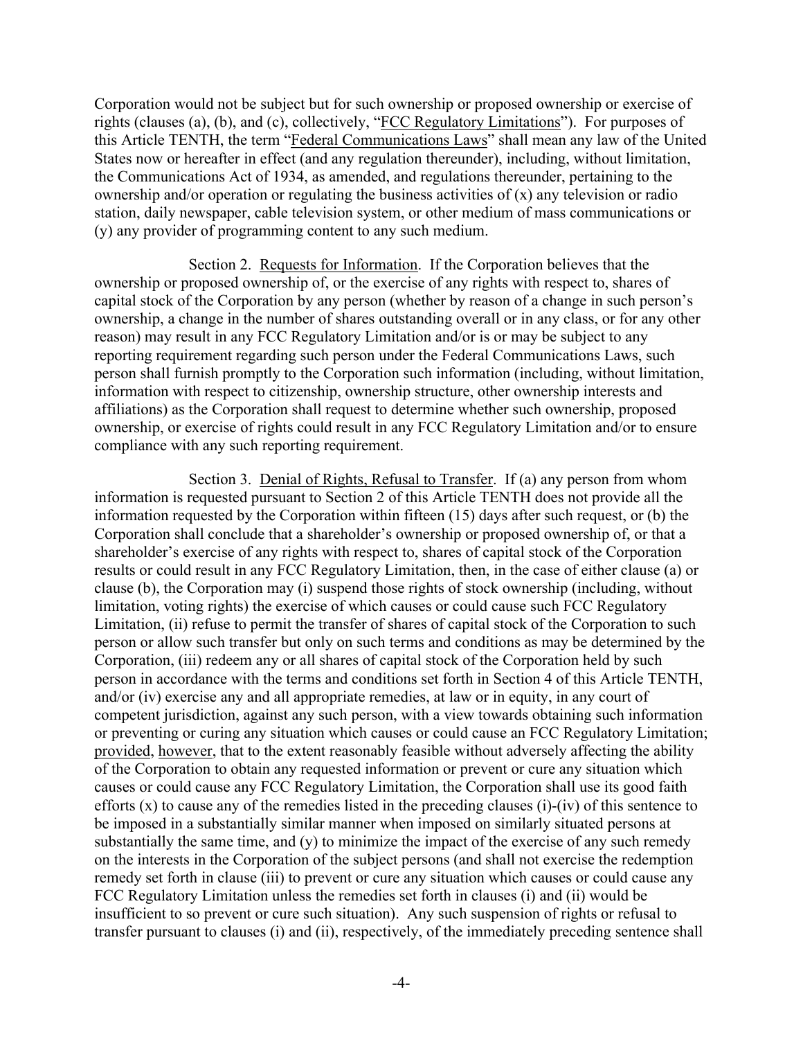Corporation would not be subject but for such ownership or proposed ownership or exercise of rights (clauses (a), (b), and (c), collectively, "FCC Regulatory Limitations"). For purposes of this Article TENTH, the term "Federal Communications Laws" shall mean any law of the United States now or hereafter in effect (and any regulation thereunder), including, without limitation, the Communications Act of 1934, as amended, and regulations thereunder, pertaining to the ownership and/or operation or regulating the business activities of (x) any television or radio station, daily newspaper, cable television system, or other medium of mass communications or (y) any provider of programming content to any such medium.

Section 2. Requests for Information. If the Corporation believes that the ownership or proposed ownership of, or the exercise of any rights with respect to, shares of capital stock of the Corporation by any person (whether by reason of a change in such person's ownership, a change in the number of shares outstanding overall or in any class, or for any other reason) may result in any FCC Regulatory Limitation and/or is or may be subject to any reporting requirement regarding such person under the Federal Communications Laws, such person shall furnish promptly to the Corporation such information (including, without limitation, information with respect to citizenship, ownership structure, other ownership interests and affiliations) as the Corporation shall request to determine whether such ownership, proposed ownership, or exercise of rights could result in any FCC Regulatory Limitation and/or to ensure compliance with any such reporting requirement.

Section 3. Denial of Rights, Refusal to Transfer. If (a) any person from whom information is requested pursuant to Section 2 of this Article TENTH does not provide all the information requested by the Corporation within fifteen (15) days after such request, or (b) the Corporation shall conclude that a shareholder's ownership or proposed ownership of, or that a shareholder's exercise of any rights with respect to, shares of capital stock of the Corporation results or could result in any FCC Regulatory Limitation, then, in the case of either clause (a) or clause (b), the Corporation may (i) suspend those rights of stock ownership (including, without limitation, voting rights) the exercise of which causes or could cause such FCC Regulatory Limitation, (ii) refuse to permit the transfer of shares of capital stock of the Corporation to such person or allow such transfer but only on such terms and conditions as may be determined by the Corporation, (iii) redeem any or all shares of capital stock of the Corporation held by such person in accordance with the terms and conditions set forth in Section 4 of this Article TENTH, and/or (iv) exercise any and all appropriate remedies, at law or in equity, in any court of competent jurisdiction, against any such person, with a view towards obtaining such information or preventing or curing any situation which causes or could cause an FCC Regulatory Limitation; provided, however, that to the extent reasonably feasible without adversely affecting the ability of the Corporation to obtain any requested information or prevent or cure any situation which causes or could cause any FCC Regulatory Limitation, the Corporation shall use its good faith efforts (x) to cause any of the remedies listed in the preceding clauses (i)-(iv) of this sentence to be imposed in a substantially similar manner when imposed on similarly situated persons at substantially the same time, and (y) to minimize the impact of the exercise of any such remedy on the interests in the Corporation of the subject persons (and shall not exercise the redemption remedy set forth in clause (iii) to prevent or cure any situation which causes or could cause any FCC Regulatory Limitation unless the remedies set forth in clauses (i) and (ii) would be insufficient to so prevent or cure such situation). Any such suspension of rights or refusal to transfer pursuant to clauses (i) and (ii), respectively, of the immediately preceding sentence shall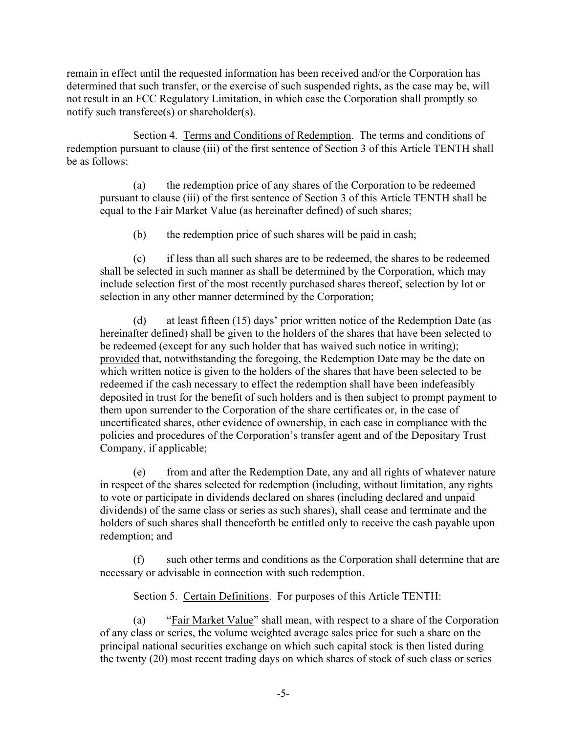remain in effect until the requested information has been received and/or the Corporation has determined that such transfer, or the exercise of such suspended rights, as the case may be, will not result in an FCC Regulatory Limitation, in which case the Corporation shall promptly so notify such transferee(s) or shareholder(s).

Section 4. Terms and Conditions of Redemption. The terms and conditions of redemption pursuant to clause (iii) of the first sentence of Section 3 of this Article TENTH shall be as follows:

(a) the redemption price of any shares of the Corporation to be redeemed pursuant to clause (iii) of the first sentence of Section 3 of this Article TENTH shall be equal to the Fair Market Value (as hereinafter defined) of such shares;

(b) the redemption price of such shares will be paid in cash;

(c) if less than all such shares are to be redeemed, the shares to be redeemed shall be selected in such manner as shall be determined by the Corporation, which may include selection first of the most recently purchased shares thereof, selection by lot or selection in any other manner determined by the Corporation;

(d) at least fifteen (15) days' prior written notice of the Redemption Date (as hereinafter defined) shall be given to the holders of the shares that have been selected to be redeemed (except for any such holder that has waived such notice in writing); provided that, notwithstanding the foregoing, the Redemption Date may be the date on which written notice is given to the holders of the shares that have been selected to be redeemed if the cash necessary to effect the redemption shall have been indefeasibly deposited in trust for the benefit of such holders and is then subject to prompt payment to them upon surrender to the Corporation of the share certificates or, in the case of uncertificated shares, other evidence of ownership, in each case in compliance with the policies and procedures of the Corporation's transfer agent and of the Depositary Trust Company, if applicable;

(e) from and after the Redemption Date, any and all rights of whatever nature in respect of the shares selected for redemption (including, without limitation, any rights to vote or participate in dividends declared on shares (including declared and unpaid dividends) of the same class or series as such shares), shall cease and terminate and the holders of such shares shall thenceforth be entitled only to receive the cash payable upon redemption; and

(f) such other terms and conditions as the Corporation shall determine that are necessary or advisable in connection with such redemption.

Section 5. Certain Definitions. For purposes of this Article TENTH:

(a) "Fair Market Value" shall mean, with respect to a share of the Corporation of any class or series, the volume weighted average sales price for such a share on the principal national securities exchange on which such capital stock is then listed during the twenty (20) most recent trading days on which shares of stock of such class or series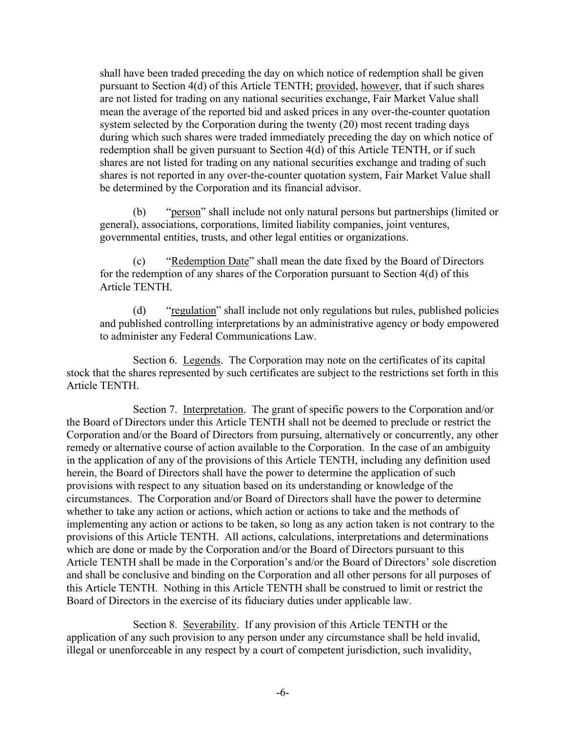shall have been traded preceding the day on which notice of redemption shall be given pursuant to Section 4(d) of this Article TENTH; provided, however, that if such shares are not listed for trading on any national securities exchange, Fair Market Value shall mean the average of the reported bid and asked prices in any over-the-counter quotation system selected by the Corporation during the twenty (20) most recent trading days during which such shares were traded immediately preceding the day on which notice of redemption shall be given pursuant to Section 4(d) of this Article TENTH, or if such shares are not listed for trading on any national securities exchange and trading of such shares is not reported in any over-the-counter quotation system, Fair Market Value shall be determined by the Corporation and its financial advisor.

(b) "person" shall include not only natural persons but partnerships (limited or general), associations, corporations, limited liability companies, joint ventures, governmental entities, trusts, and other legal entities or organizations.

(c) "Redemption Date" shall mean the date fixed by the Board of Directors for the redemption of any shares of the Corporation pursuant to Section 4(d) of this Article TENTH.

(d) "regulation" shall include not only regulations but rules, published policies and published controlling interpretations by an administrative agency or body empowered to administer any Federal Communications Law.

Section 6. Legends. The Corporation may note on the certificates of its capital stock that the shares represented by such certificates are subject to the restrictions set forth in this Article TENTH.

Section 7. Interpretation. The grant of specific powers to the Corporation and/or the Board of Directors under this Article TENTH shall not be deemed to preclude or restrict the Corporation and/or the Board of Directors from pursuing, alternatively or concurrently, any other remedy or alternative course of action available to the Corporation. In the case of an ambiguity in the application of any of the provisions of this Article TENTH, including any definition used herein, the Board of Directors shall have the power to determine the application of such provisions with respect to any situation based on its understanding or knowledge of the circumstances. The Corporation and/or Board of Directors shall have the power to determine whether to take any action or actions, which action or actions to take and the methods of implementing any action or actions to be taken, so long as any action taken is not contrary to the provisions of this Article TENTH. All actions, calculations, interpretations and determinations which are done or made by the Corporation and/or the Board of Directors pursuant to this Article TENTH shall be made in the Corporation's and/or the Board of Directors' sole discretion and shall be conclusive and binding on the Corporation and all other persons for all purposes of this Article TENTH. Nothing in this Article TENTH shall be construed to limit or restrict the Board of Directors in the exercise of its fiduciary duties under applicable law.

Section 8. Severability. If any provision of this Article TENTH or the application of any such provision to any person under any circumstance shall be held invalid, illegal or unenforceable in any respect by a court of competent jurisdiction, such invalidity,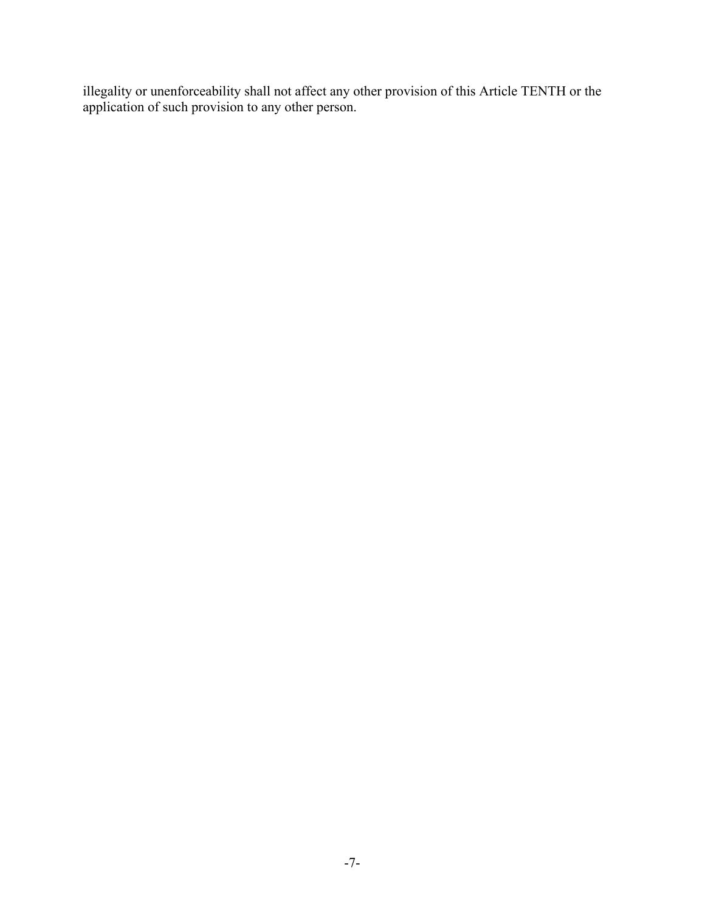illegality or unenforceability shall not affect any other provision of this Article TENTH or the application of such provision to any other person.